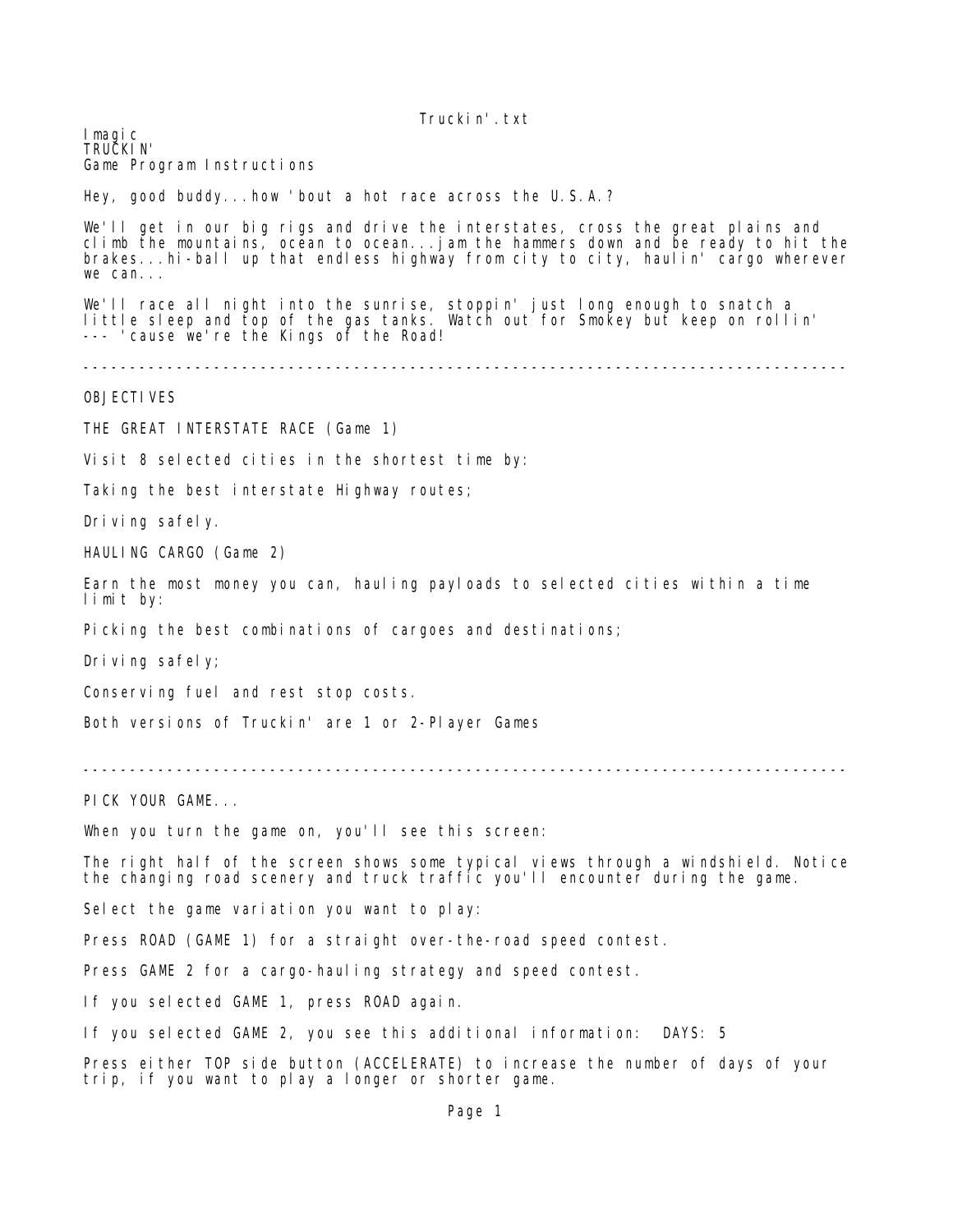Truckin'.txt

Imagic
TRUCKIN'
Game Program Instructions

Hey, good buddy...how 'bout a hot race across the U.S.A.?

We'll get in our big rigs and drive the interstates, cross the great plains and climb the mountains, ocean to ocean...jam the hammers down and be ready to hit the brakes...hi-ball up that endless highway from city to city, haulin' cargo wherever we can...

We'll race all night into the sunrise, stoppin' just long enough to snatch a little sleep and top of the gas tanks. Watch out for Smokey but keep on rollin' --- 'cause we're the Kings of the Road!

---

## OBJECTIVES

### THE GREAT INTERSTATE RACE (Game 1)

Visit 8 selected cities in the shortest time by:

Taking the best interstate Highway routes;

Driving safely.

### HAULING CARGO (Game 2)

Earn the most money you can, hauling payloads to selected cities within a time limit by:

Picking the best combinations of cargoes and destinations;

Driving safely;

Conserving fuel and rest stop costs.

Both versions of Truckin' are 1 or 2-Player Games

---

## PICK YOUR GAME...

When you turn the game on, you'll see this screen:

The right half of the screen shows some typical views through a windshield. Notice the changing road scenery and truck traffic you'll encounter during the game.

Select the game variation you want to play:

Press ROAD (GAME 1) for a straight over-the-road speed contest.

Press GAME 2 for a cargo-hauling strategy and speed contest.

If you selected GAME 1, press ROAD again.

If you selected GAME 2, you see this additional information: DAYS: 5

Press either TOP side button (ACCELERATE) to increase the number of days of your trip, if you want to play a longer or shorter game.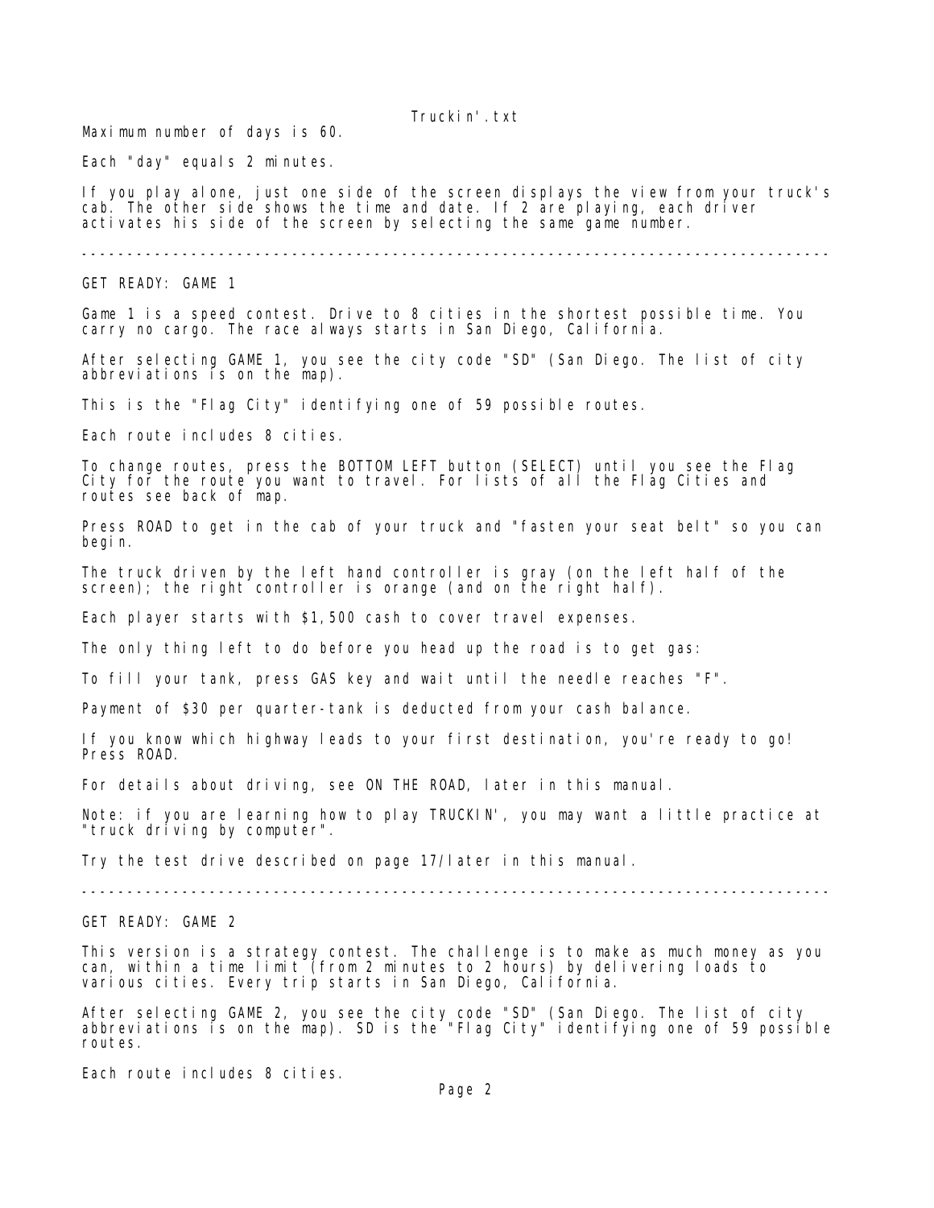Maximum number of days is 60.

Each "day" equals 2 minutes.

If you play alone, just one side of the screen displays the view from your truck's cab. The other side shows the time and date. If 2 are playing, each driver activates his side of the screen by selecting the same game number.

---

## GET READY: GAME 1

Game 1 is a speed contest. Drive to 8 cities in the shortest possible time. You carry no cargo. The race always starts in San Diego, California.

After selecting GAME 1, you see the city code "SD" (San Diego. The list of city abbreviations is on the map).

This is the "Flag City" identifying one of 59 possible routes.

Each route includes 8 cities.

To change routes, press the BOTTOM LEFT button (SELECT) until you see the Flag City for the route you want to travel. For lists of all the Flag Cities and routes see back of map.

Press ROAD to get in the cab of your truck and "fasten your seat belt" so you can begin.

The truck driven by the left hand controller is gray (on the left half of the screen); the right controller is orange (and on the right half).

Each player starts with $1,500 cash to cover travel expenses.

The only thing left to do before you head up the road is to get gas:

To fill your tank, press GAS key and wait until the needle reaches "F".

Payment of $30 per quarter-tank is deducted from your cash balance.

If you know which highway leads to your first destination, you're ready to go! Press ROAD.

For details about driving, see ON THE ROAD, later in this manual.

Note: if you are learning how to play TRUCKIN', you may want a little practice at "truck driving by computer".

Try the test drive described on page 17/later in this manual.

---

## GET READY: GAME 2

This version is a strategy contest. The challenge is to make as much money as you can, within a time limit (from 2 minutes to 2 hours) by delivering loads to various cities. Every trip starts in San Diego, California.

After selecting GAME 2, you see the city code "SD" (San Diego. The list of city abbreviations is on the map). SD is the "Flag City" identifying one of 59 possible routes.

Each route includes 8 cities.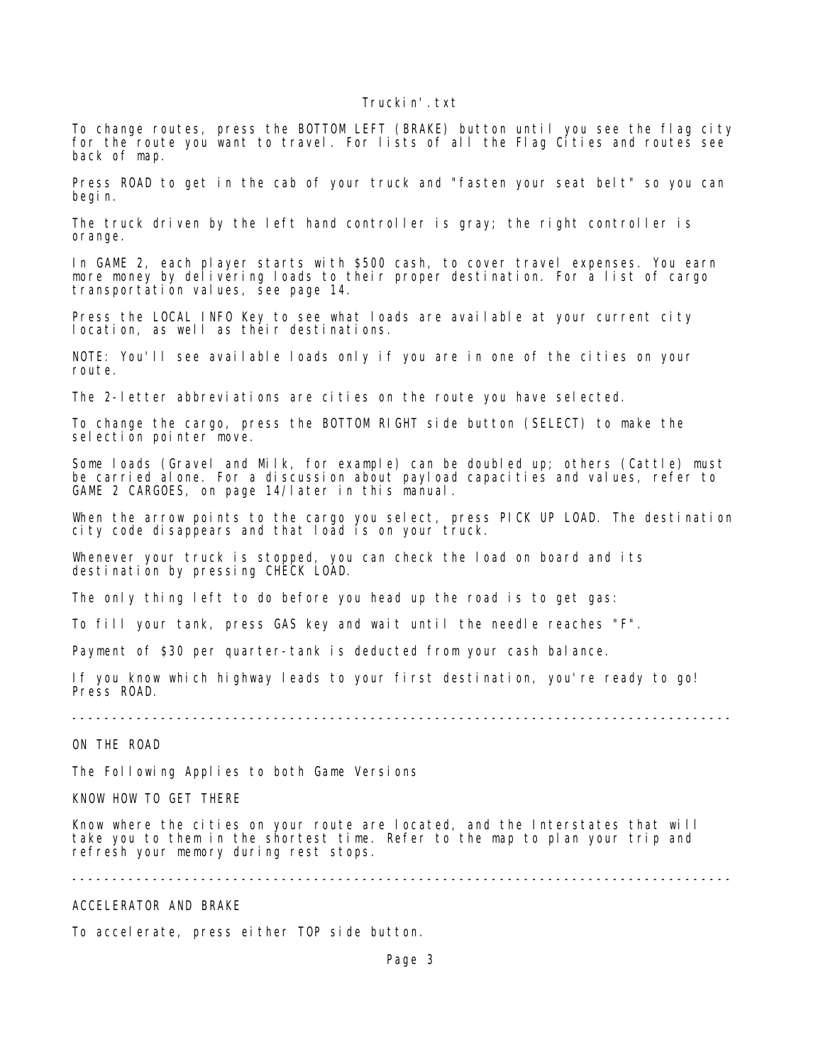To change routes, press the BOTTOM LEFT (BRAKE) button until you see the flag city for the route you want to travel. For lists of all the Flag Cities and routes see back of map.

Press ROAD to get in the cab of your truck and "fasten your seat belt" so you can begin.

The truck driven by the left hand controller is gray; the right controller is orange.

In GAME 2, each player starts with $500 cash, to cover travel expenses. You earn more money by delivering loads to their proper destination. For a list of cargo transportation values, see page 14.

Press the LOCAL INFO Key to see what loads are available at your current city location, as well as their destinations.

NOTE: You'll see available loads only if you are in one of the cities on your route.

The 2-letter abbreviations are cities on the route you have selected.

To change the cargo, press the BOTTOM RIGHT side button (SELECT) to make the selection pointer move.

Some loads (Gravel and Milk, for example) can be doubled up; others (Cattle) must be carried alone. For a discussion about payload capacities and values, refer to GAME 2 CARGOES, on page 14/later in this manual.

When the arrow points to the cargo you select, press PICK UP LOAD. The destination city code disappears and that load is on your truck.

Whenever your truck is stopped, you can check the load on board and its destination by pressing CHECK LOAD.

The only thing left to do before you head up the road is to get gas:

To fill your tank, press GAS key and wait until the needle reaches "F".

Payment of $30 per quarter-tank is deducted from your cash balance.

If you know which highway leads to your first destination, you're ready to go! Press ROAD.

---

ON THE ROAD

The Following Applies to both Game Versions

KNOW HOW TO GET THERE

Know where the cities on your route are located, and the Interstates that will take you to them in the shortest time. Refer to the map to plan your trip and refresh your memory during rest stops.

---

ACCELERATOR AND BRAKE

To accelerate, press either TOP side button.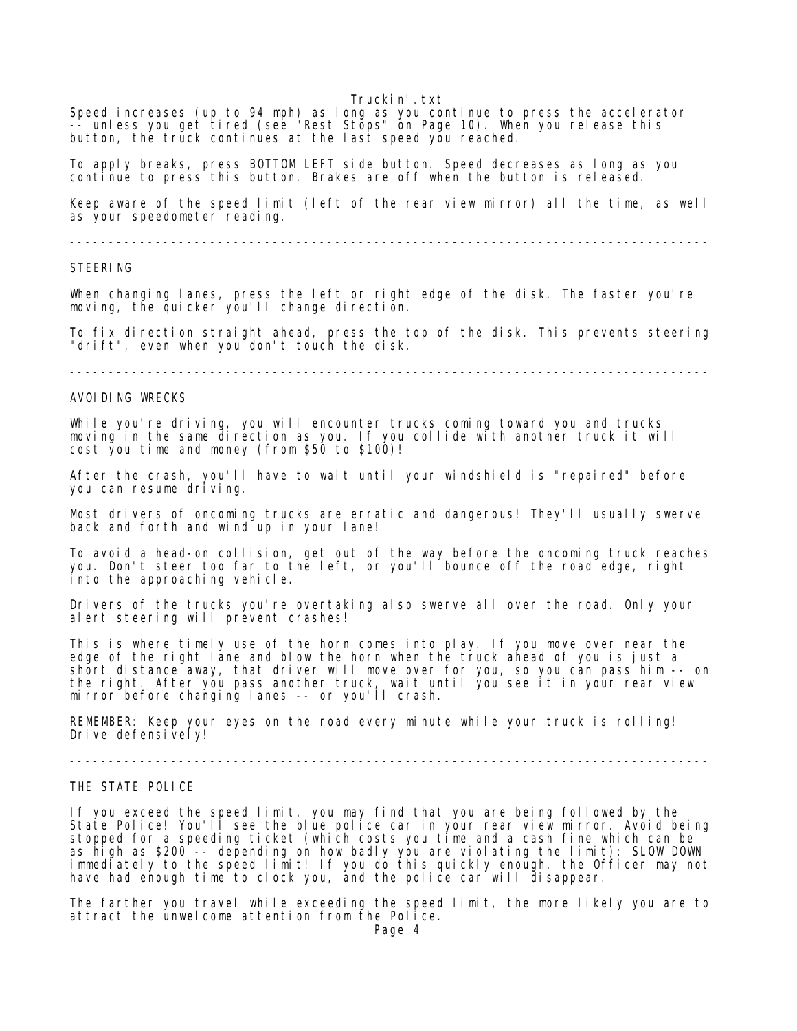Speed increases (up to 94 mph) as long as you continue to press the accelerator -- unless you get tired (see "Rest Stops" on Page 10). When you release this button, the truck continues at the last speed you reached.

To apply breaks, press BOTTOM LEFT side button. Speed decreases as long as you continue to press this button. Brakes are off when the button is released.

Keep aware of the speed limit (left of the rear view mirror) all the time, as well as your speedometer reading.

---

## STEERING

When changing lanes, press the left or right edge of the disk. The faster you're moving, the quicker you'll change direction.

To fix direction straight ahead, press the top of the disk. This prevents steering "drift", even when you don't touch the disk.

---

## AVOIDING WRECKS

While you're driving, you will encounter trucks coming toward you and trucks moving in the same direction as you. If you collide with another truck it will cost you time and money (from $50 to $100)!

After the crash, you'll have to wait until your windshield is "repaired" before you can resume driving.

Most drivers of oncoming trucks are erratic and dangerous! They'll usually swerve back and forth and wind up in your lane!

To avoid a head-on collision, get out of the way before the oncoming truck reaches you. Don't steer too far to the left, or you'll bounce off the road edge, right into the approaching vehicle.

Drivers of the trucks you're overtaking also swerve all over the road. Only your alert steering will prevent crashes!

This is where timely use of the horn comes into play. If you move over near the edge of the right lane and blow the horn when the truck ahead of you is just a short distance away, that driver will move over for you, so you can pass him -- on the right. After you pass another truck, wait until you see it in your rear view mirror before changing lanes -- or you'll crash.

REMEMBER: Keep your eyes on the road every minute while your truck is rolling! Drive defensively!

---

## THE STATE POLICE

If you exceed the speed limit, you may find that you are being followed by the State Police! You'll see the blue police car in your rear view mirror. Avoid being stopped for a speeding ticket (which costs you time and a cash fine which can be as high as $200 -- depending on how badly you are violating the limit): SLOW DOWN immediately to the speed limit! If you do this quickly enough, the Officer may not have had enough time to clock you, and the police car will disappear.

The farther you travel while exceeding the speed limit, the more likely you are to attract the unwelcome attention from the Police.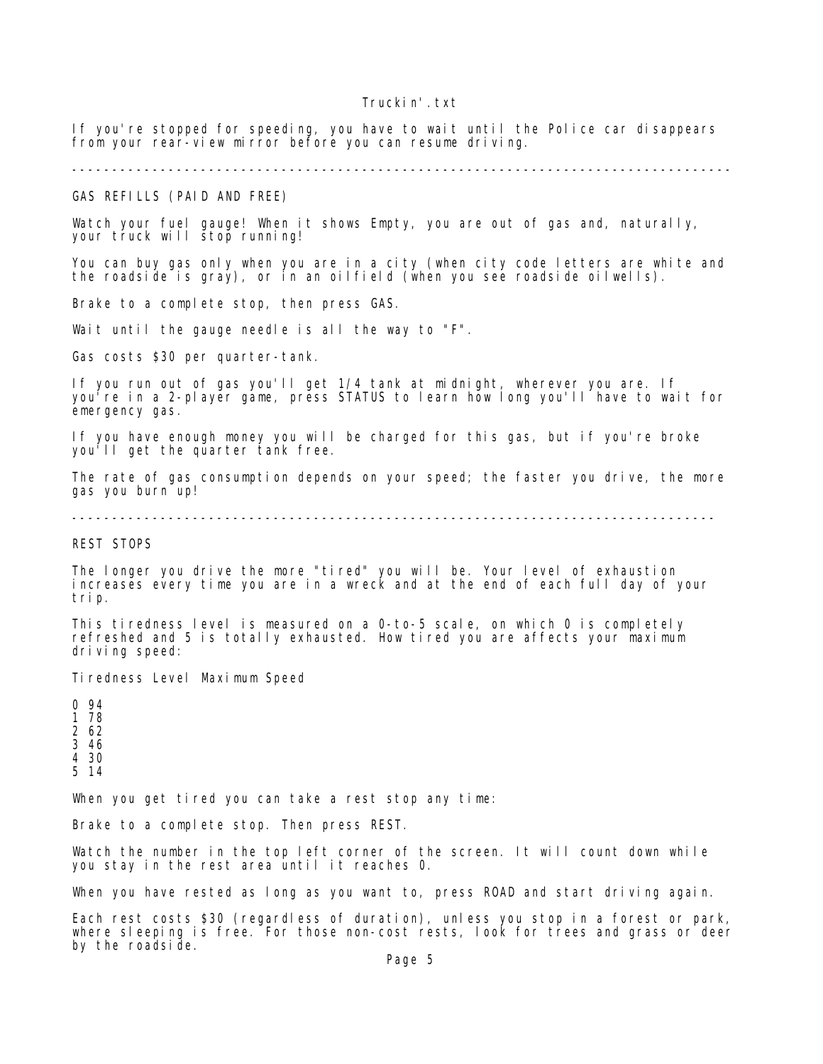If you're stopped for speeding, you have to wait until the Police car disappears from your rear-view mirror before you can resume driving.

---

## GAS REFILLS (PAID AND FREE)

Watch your fuel gauge! When it shows Empty, you are out of gas and, naturally, your truck will stop running!

You can buy gas only when you are in a city (when city code letters are white and the roadside is gray), or in an oilfield (when you see roadside oilwells).

Brake to a complete stop, then press GAS.

Wait until the gauge needle is all the way to "F".

Gas costs $30 per quarter-tank.

If you run out of gas you'll get 1/4 tank at midnight, wherever you are. If you're in a 2-player game, press STATUS to learn how long you'll have to wait for emergency gas.

If you have enough money you will be charged for this gas, but if you're broke you'll get the quarter tank free.

The rate of gas consumption depends on your speed; the faster you drive, the more gas you burn up!

---

## REST STOPS

The longer you drive the more "tired" you will be. Your level of exhaustion increases every time you are in a wreck and at the end of each full day of your trip.

This tiredness level is measured on a 0-to-5 scale, on which 0 is completely refreshed and 5 is totally exhausted. How tired you are affects your maximum driving speed:

| Tiredness Level | Maximum Speed |
| --- | --- |
| 0 | 94 |
| 1 | 78 |
| 2 | 62 |
| 3 | 46 |
| 4 | 30 |
| 5 | 14 |

When you get tired you can take a rest stop any time:

Brake to a complete stop. Then press REST.

Watch the number in the top left corner of the screen. It will count down while you stay in the rest area until it reaches 0.

When you have rested as long as you want to, press ROAD and start driving again.

Each rest costs $30 (regardless of duration), unless you stop in a forest or park, where sleeping is free. For those non-cost rests, look for trees and grass or deer by the roadside.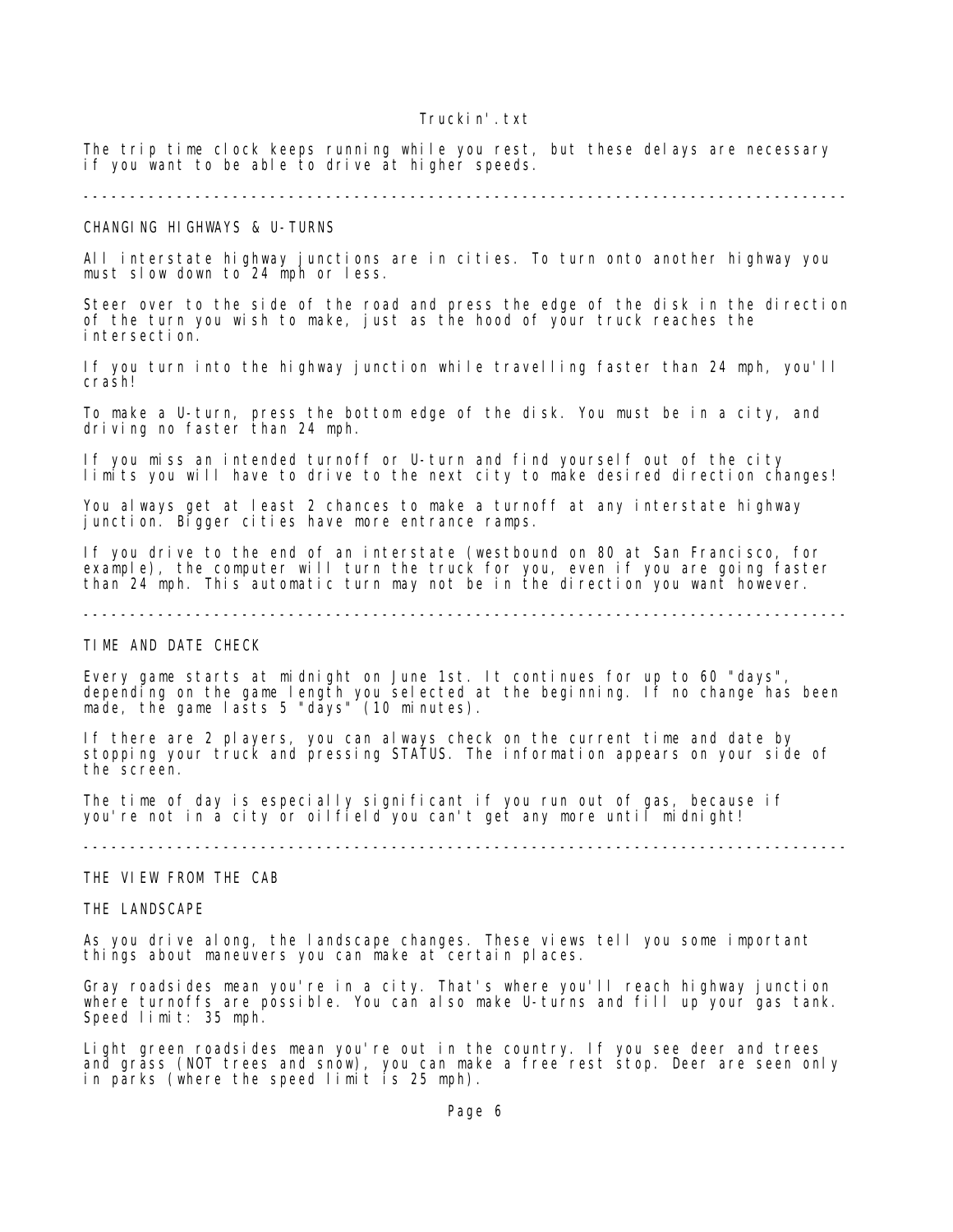The trip time clock keeps running while you rest, but these delays are necessary if you want to be able to drive at higher speeds.

---

## CHANGING HIGHWAYS & U-TURNS

All interstate highway junctions are in cities. To turn onto another highway you must slow down to 24 mph or less.

Steer over to the side of the road and press the edge of the disk in the direction of the turn you wish to make, just as the hood of your truck reaches the intersection.

If you turn into the highway junction while travelling faster than 24 mph, you'll crash!

To make a U-turn, press the bottom edge of the disk. You must be in a city, and driving no faster than 24 mph.

If you miss an intended turnoff or U-turn and find yourself out of the city limits you will have to drive to the next city to make desired direction changes!

You always get at least 2 chances to make a turnoff at any interstate highway junction. Bigger cities have more entrance ramps.

If you drive to the end of an interstate (westbound on 80 at San Francisco, for example), the computer will turn the truck for you, even if you are going faster than 24 mph. This automatic turn may not be in the direction you want however.

---

## TIME AND DATE CHECK

Every game starts at midnight on June 1st. It continues for up to 60 "days", depending on the game length you selected at the beginning. If no change has been made, the game lasts 5 "days" (10 minutes).

If there are 2 players, you can always check on the current time and date by stopping your truck and pressing STATUS. The information appears on your side of the screen.

The time of day is especially significant if you run out of gas, because if you're not in a city or oilfield you can't get any more until midnight!

---

## THE VIEW FROM THE CAB

### THE LANDSCAPE

As you drive along, the landscape changes. These views tell you some important things about maneuvers you can make at certain places.

Gray roadsides mean you're in a city. That's where you'll reach highway junction where turnoffs are possible. You can also make U-turns and fill up your gas tank. Speed limit: 35 mph.

Light green roadsides mean you're out in the country. If you see deer and trees and grass (NOT trees and snow), you can make a free rest stop. Deer are seen only in parks (where the speed limit is 25 mph).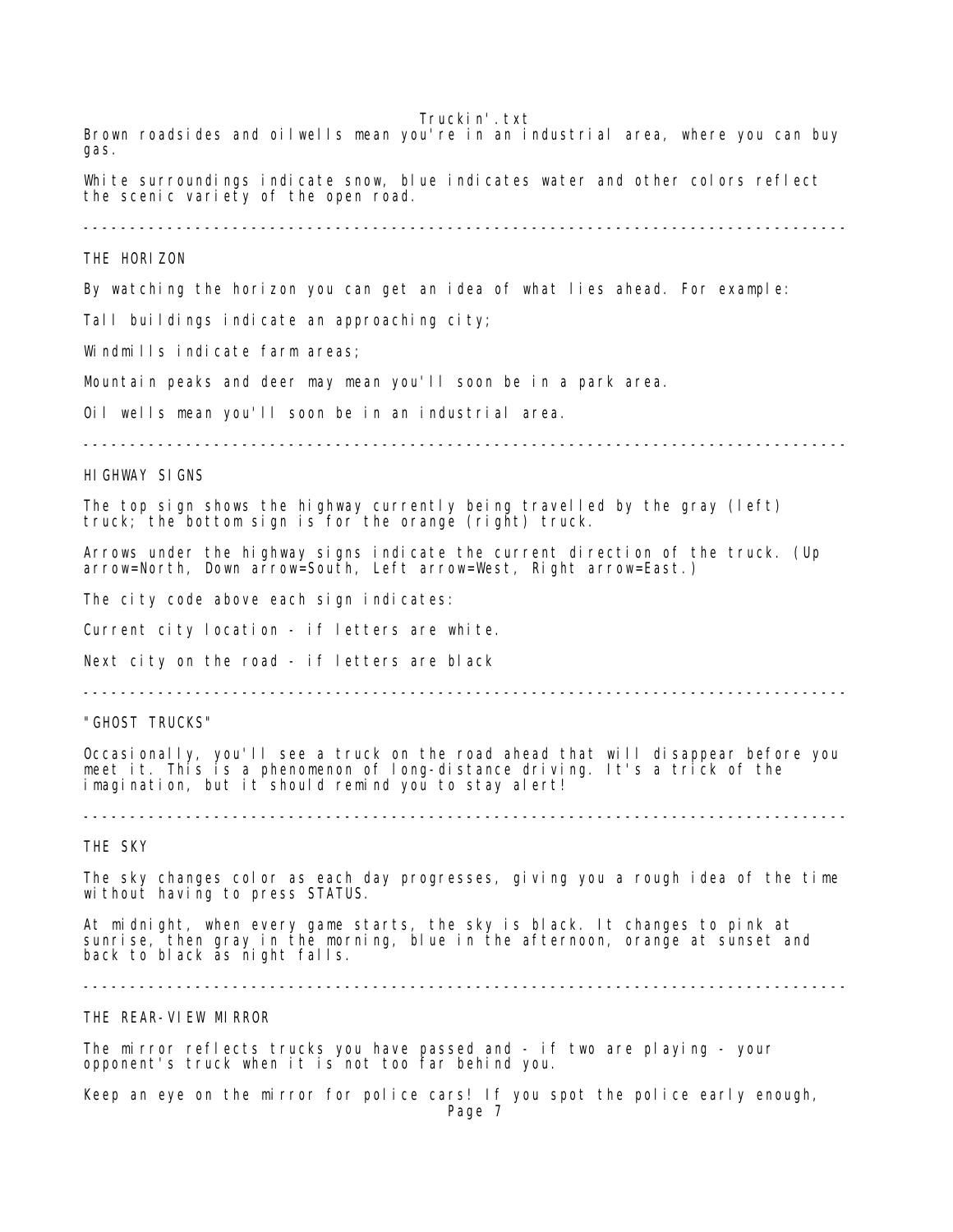Brown roadsides and oilwells mean you're in an industrial area, where you can buy gas.

White surroundings indicate snow, blue indicates water and other colors reflect the scenic variety of the open road.

---

## THE HORIZON

By watching the horizon you can get an idea of what lies ahead. For example:

Tall buildings indicate an approaching city;

Windmills indicate farm areas;

Mountain peaks and deer may mean you'll soon be in a park area.

Oil wells mean you'll soon be in an industrial area.

---

## HIGHWAY SIGNS

The top sign shows the highway currently being travelled by the gray (left) truck; the bottom sign is for the orange (right) truck.

Arrows under the highway signs indicate the current direction of the truck. (Up arrow=North, Down arrow=South, Left arrow=West, Right arrow=East.)

The city code above each sign indicates:

Current city location - if letters are white.

Next city on the road - if letters are black

---

## "GHOST TRUCKS"

Occasionally, you'll see a truck on the road ahead that will disappear before you meet it. This is a phenomenon of long-distance driving. It's a trick of the imagination, but it should remind you to stay alert!

---

## THE SKY

The sky changes color as each day progresses, giving you a rough idea of the time without having to press STATUS.

At midnight, when every game starts, the sky is black. It changes to pink at sunrise, then gray in the morning, blue in the afternoon, orange at sunset and back to black as night falls.

---

## THE REAR-VIEW MIRROR

The mirror reflects trucks you have passed and - if two are playing - your opponent's truck when it is not too far behind you.

Keep an eye on the mirror for police cars! If you spot the police early enough,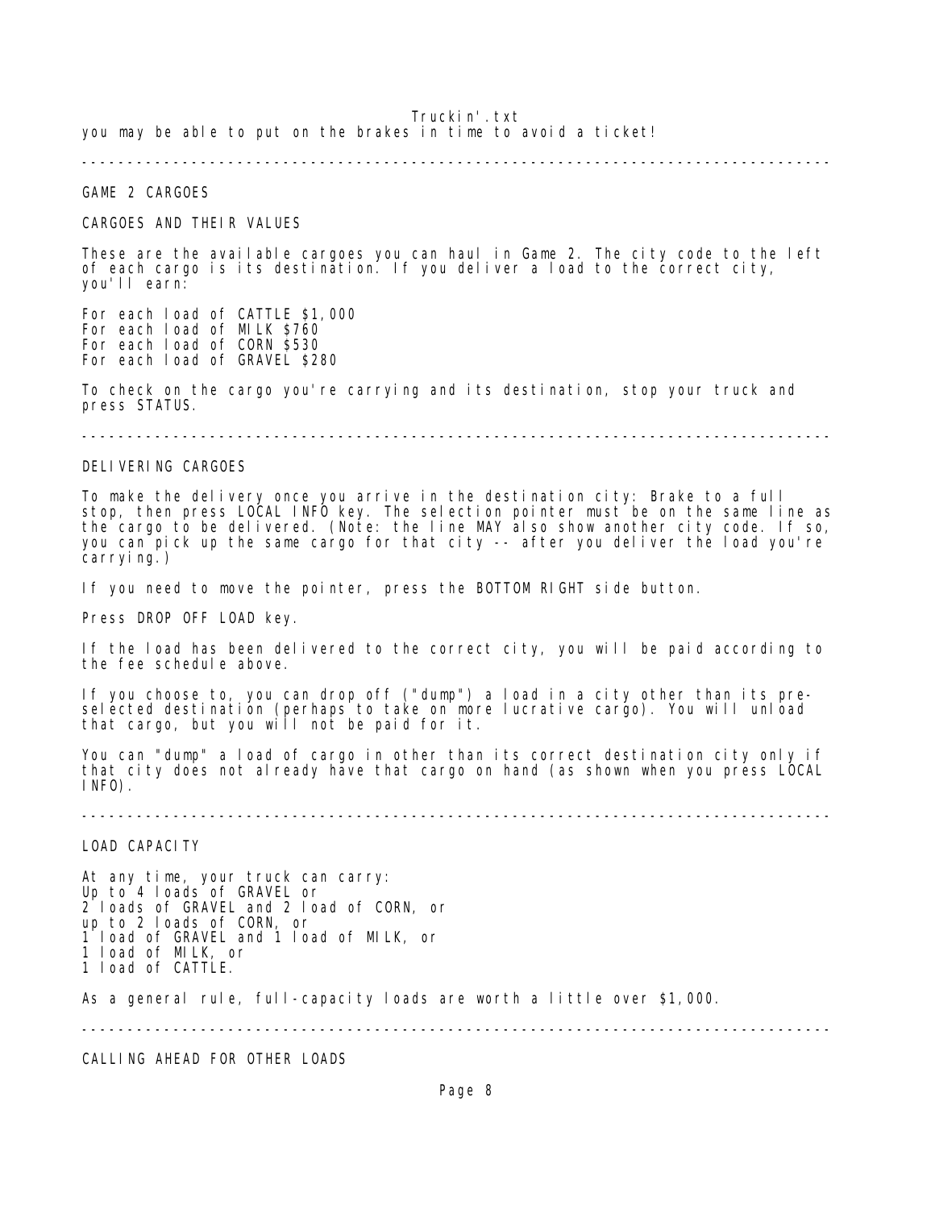you may be able to put on the brakes in time to avoid a ticket!

---

## GAME 2 CARGOES

### CARGOES AND THEIR VALUES

These are the available cargoes you can haul in Game 2. The city code to the left of each cargo is its destination. If you deliver a load to the correct city, you'll earn:

For each load of CATTLE $1,000
For each load of MILK $760
For each load of CORN $530
For each load of GRAVEL $280

To check on the cargo you're carrying and its destination, stop your truck and press STATUS.

---

### DELIVERING CARGOES

To make the delivery once you arrive in the destination city: Brake to a full stop, then press LOCAL INFO key. The selection pointer must be on the same line as the cargo to be delivered. (Note: the line MAY also show another city code. If so, you can pick up the same cargo for that city -- after you deliver the load you're carrying.)

If you need to move the pointer, press the BOTTOM RIGHT side button.

Press DROP OFF LOAD key.

If the load has been delivered to the correct city, you will be paid according to the fee schedule above.

If you choose to, you can drop off ("dump") a load in a city other than its pre-selected destination (perhaps to take on more lucrative cargo). You will unload that cargo, but you will not be paid for it.

You can "dump" a load of cargo in other than its correct destination city only if that city does not already have that cargo on hand (as shown when you press LOCAL INFO).

---

### LOAD CAPACITY

At any time, your truck can carry:
Up to 4 loads of GRAVEL or
2 loads of GRAVEL and 2 load of CORN, or
up to 2 loads of CORN, or
1 load of GRAVEL and 1 load of MILK, or
1 load of MILK, or
1 load of CATTLE.

As a general rule, full-capacity loads are worth a little over $1,000.

---

### CALLING AHEAD FOR OTHER LOADS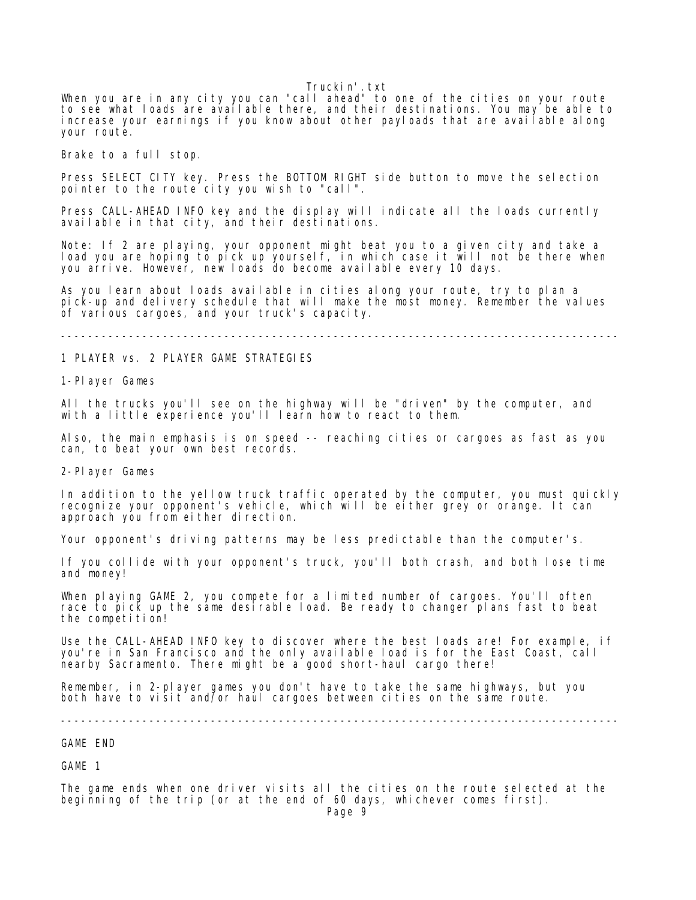When you are in any city you can "call ahead" to one of the cities on your route to see what loads are available there, and their destinations. You may be able to increase your earnings if you know about other payloads that are available along your route.

Brake to a full stop.

Press SELECT CITY key. Press the BOTTOM RIGHT side button to move the selection pointer to the route city you wish to "call".

Press CALL-AHEAD INFO key and the display will indicate all the loads currently available in that city, and their destinations.

Note: If 2 are playing, your opponent might beat you to a given city and take a load you are hoping to pick up yourself, in which case it will not be there when you arrive. However, new loads do become available every 10 days.

As you learn about loads available in cities along your route, try to plan a pick-up and delivery schedule that will make the most money. Remember the values of various cargoes, and your truck's capacity.

---

## 1 PLAYER vs. 2 PLAYER GAME STRATEGIES

### 1-Player Games

All the trucks you'll see on the highway will be "driven" by the computer, and with a little experience you'll learn how to react to them.

Also, the main emphasis is on speed -- reaching cities or cargoes as fast as you can, to beat your own best records.

### 2-Player Games

In addition to the yellow truck traffic operated by the computer, you must quickly recognize your opponent's vehicle, which will be either grey or orange. It can approach you from either direction.

Your opponent's driving patterns may be less predictable than the computer's.

If you collide with your opponent's truck, you'll both crash, and both lose time and money!

When playing GAME 2, you compete for a limited number of cargoes. You'll often race to pick up the same desirable load. Be ready to changer plans fast to beat the competition!

Use the CALL-AHEAD INFO key to discover where the best loads are! For example, if you're in San Francisco and the only available load is for the East Coast, call nearby Sacramento. There might be a good short-haul cargo there!

Remember, in 2-player games you don't have to take the same highways, but you both have to visit and/or haul cargoes between cities on the same route.

---

## GAME END

### GAME 1

The game ends when one driver visits all the cities on the route selected at the beginning of the trip (or at the end of 60 days, whichever comes first).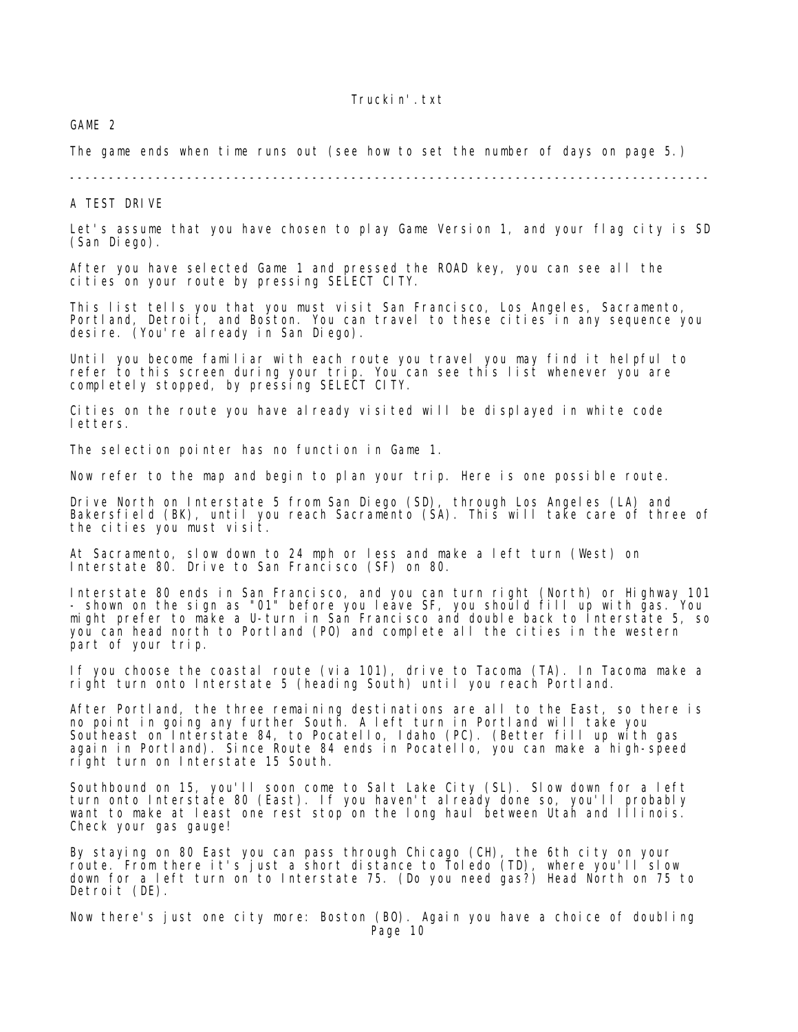GAME 2

The game ends when time runs out (see how to set the number of days on page 5.)

---

## A TEST DRIVE

Let's assume that you have chosen to play Game Version 1, and your flag city is SD (San Diego).

After you have selected Game 1 and pressed the ROAD key, you can see all the cities on your route by pressing SELECT CITY.

This list tells you that you must visit San Francisco, Los Angeles, Sacramento, Portland, Detroit, and Boston. You can travel to these cities in any sequence you desire. (You're already in San Diego).

Until you become familiar with each route you travel you may find it helpful to refer to this screen during your trip. You can see this list whenever you are completely stopped, by pressing SELECT CITY.

Cities on the route you have already visited will be displayed in white code letters.

The selection pointer has no function in Game 1.

Now refer to the map and begin to plan your trip. Here is one possible route.

Drive North on Interstate 5 from San Diego (SD), through Los Angeles (LA) and Bakersfield (BK), until you reach Sacramento (SA). This will take care of three of the cities you must visit.

At Sacramento, slow down to 24 mph or less and make a left turn (West) on Interstate 80. Drive to San Francisco (SF) on 80.

Interstate 80 ends in San Francisco, and you can turn right (North) or Highway 101 - shown on the sign as "01" before you leave SF, you should fill up with gas. You might prefer to make a U-turn in San Francisco and double back to Interstate 5, so you can head north to Portland (PO) and complete all the cities in the western part of your trip.

If you choose the coastal route (via 101), drive to Tacoma (TA). In Tacoma make a right turn onto Interstate 5 (heading South) until you reach Portland.

After Portland, the three remaining destinations are all to the East, so there is no point in going any further South. A left turn in Portland will take you Southeast on Interstate 84, to Pocatello, Idaho (PC). (Better fill up with gas again in Portland). Since Route 84 ends in Pocatello, you can make a high-speed right turn on Interstate 15 South.

Southbound on 15, you'll soon come to Salt Lake City (SL). Slow down for a left turn onto Interstate 80 (East). If you haven't already done so, you'll probably want to make at least one rest stop on the long haul between Utah and Illinois. Check your gas gauge!

By staying on 80 East you can pass through Chicago (CH), the 6th city on your route. From there it's just a short distance to Toledo (TD), where you'll slow down for a left turn on to Interstate 75. (Do you need gas?) Head North on 75 to Detroit (DE).

Now there's just one city more: Boston (BO). Again you have a choice of doubling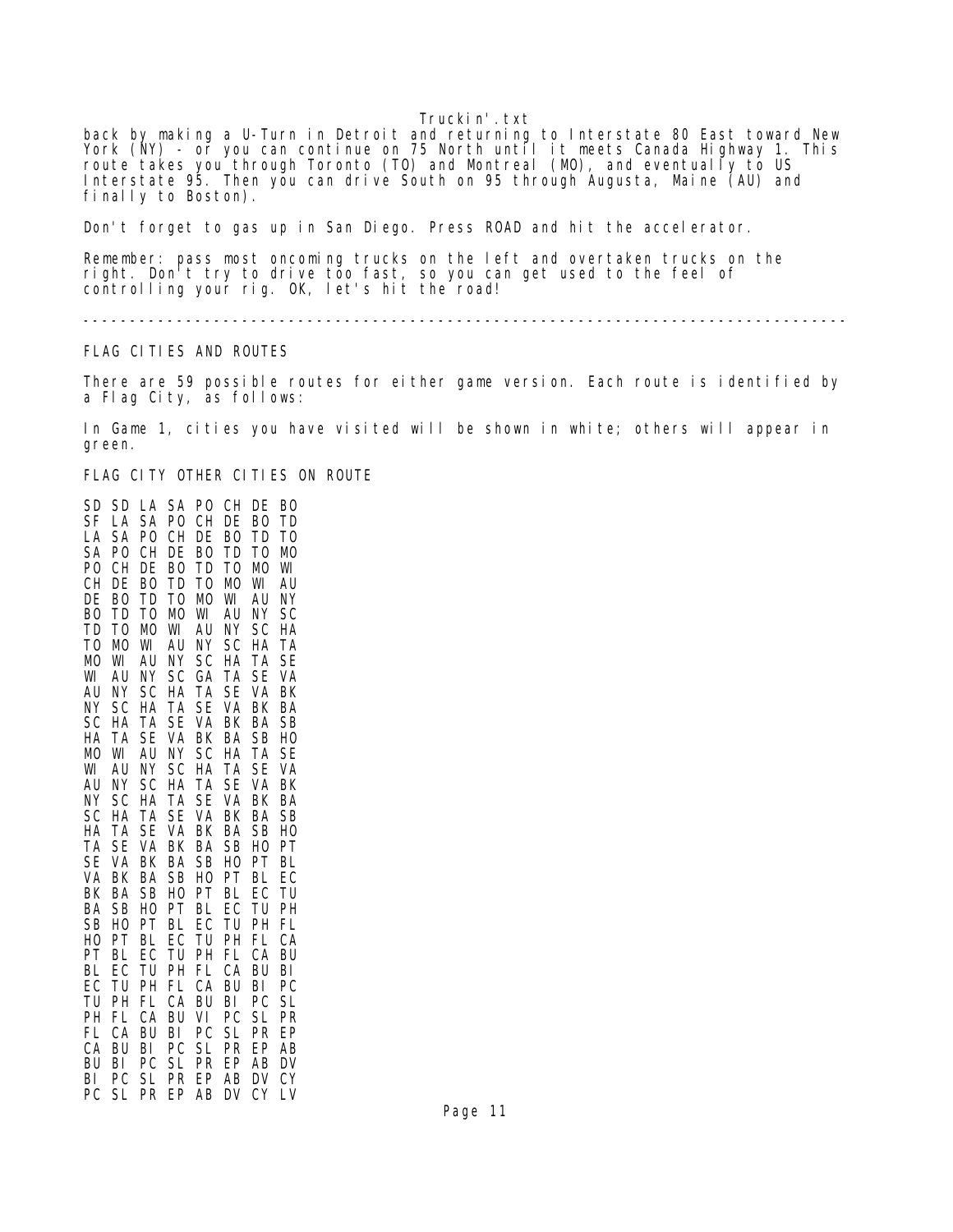back by making a U-Turn in Detroit and returning to Interstate 80 East toward New York (NY) - or you can continue on 75 North until it meets Canada Highway 1. This route takes you through Toronto (TO) and Montreal (MO), and eventually to US Interstate 95. Then you can drive South on 95 through Augusta, Maine (AU) and finally to Boston).

Don't forget to gas up in San Diego. Press ROAD and hit the accelerator.

Remember: pass most oncoming trucks on the left and overtaken trucks on the right. Don't try to drive too fast, so you can get used to the feel of controlling your rig. OK, let's hit the road!

---

FLAG CITIES AND ROUTES

There are 59 possible routes for either game version. Each route is identified by a Flag City, as follows:

In Game 1, cities you have visited will be shown in white; others will appear in green.

FLAG CITY OTHER CITIES ON ROUTE

```
SD SD LA SA PO CH DE BO
SF LA SA PO CH DE BO TD
LA SA PO CH DE BO TD TO
SA PO CH DE BO TD TO MO
PO CH DE BO TD TO MO WI
CH DE BO TD TO MO WI AU
DE BO TD TO MO WI AU NY
BO TD TO MO WI AU NY SC
TD TO MO WI AU NY SC HA
TO MO WI AU NY SC HA TA
MO WI AU NY SC HA TA SE
WI AU NY SC GA TA SE VA
AU NY SC HA TA SE VA BK
NY SC HA TA SE VA BK BA
SC HA TA SE VA BK BA SB
HA TA SE VA BK BA SB HO
MO WI AU NY SC HA TA SE
WI AU NY SC HA TA SE VA
AU NY SC HA TA SE VA BK
NY SC HA TA SE VA BK BA
SC HA TA SE VA BK BA SB
HA TA SE VA BK BA SB HO
TA SE VA BK BA SB HO PT
SE VA BK BA SB HO PT BL
VA BK BA SB HO PT BL EC
BK BA SB HO PT BL EC TU
BA SB HO PT BL EC TU PH
SB HO PT BL EC TU PH FL
HO PT BL EC TU PH FL CA
PT BL EC TU PH FL CA BU
BL EC TU PH FL CA BU BI
EC TU PH FL CA BU BI PC
TU PH FL CA BU BI PC SL
PH FL CA BU VI PC SL PR
FL CA BU BI PC SL PR EP
CA BU BI PC SL PR EP AB
BU BI PC SL PR EP AB DV
BI PC SL PR EP AB DV CY
PC SL PR EP AB DV CY LV
```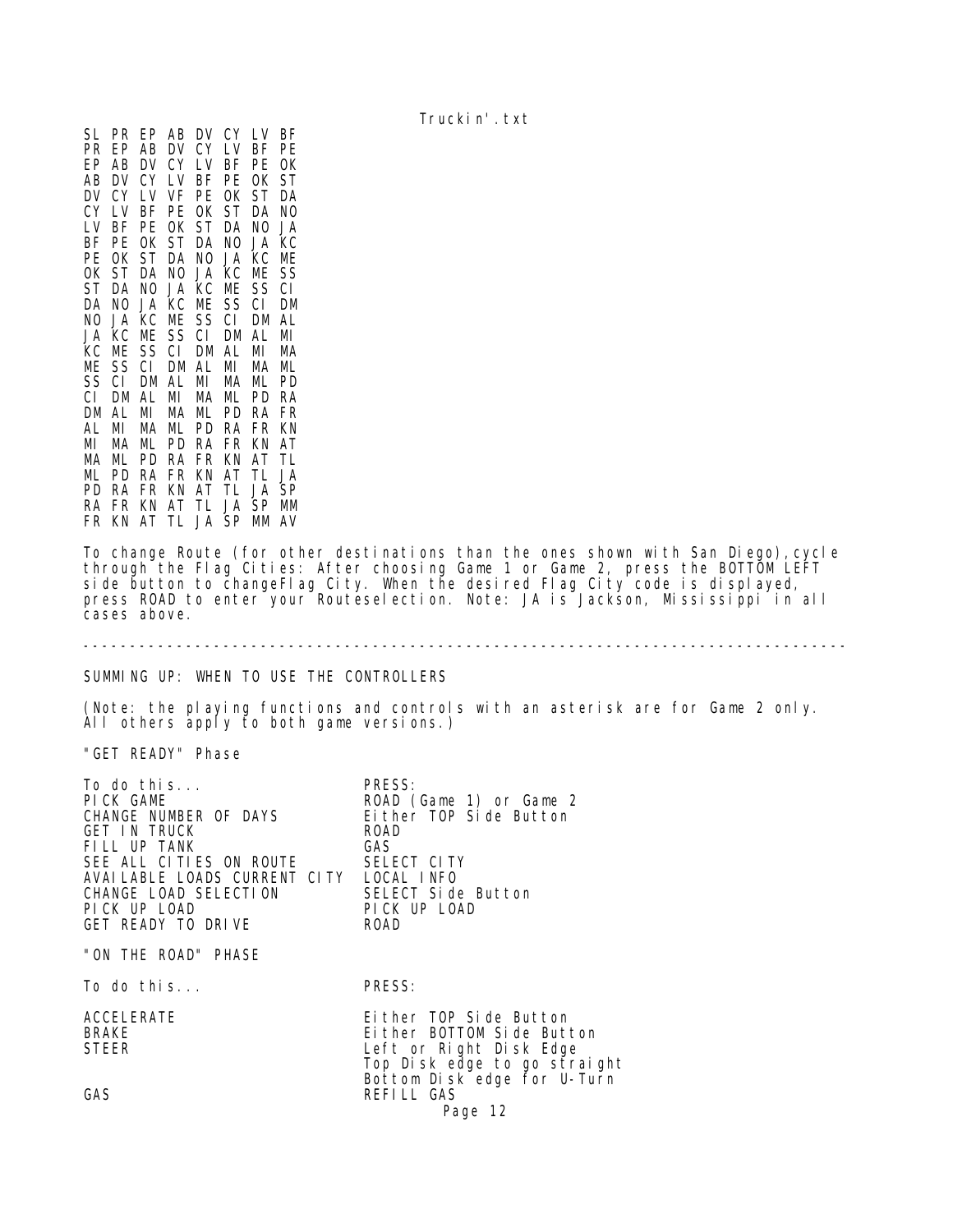```
SL PR EP AB DV CY LV BF
PR EP AB DV CY LV BF PE
EP AB DV CY LV BF PE OK
AB DV CY LV BF PE OK ST
DV CY LV VF PE OK ST DA
CY LV BF PE OK ST DA NO
LV BF PE OK ST DA NO JA
BF PE OK ST DA NO JA KC
PE OK ST DA NO JA KC ME
OK ST DA NO JA KC ME SS
ST DA NO JA KC ME SS CI
DA NO JA KC ME SS CI DM
NO JA KC ME SS CI DM AL
JA KC ME SS CI DM AL MI
KC ME SS CI DM AL MI MA
ME SS CI DM AL MI MA ML
SS CI DM AL MI MA ML PD
CI DM AL MI MA ML PD RA
DM AL MI MA ML PD RA FR
AL MI MA ML PD RA FR KN
MI MA ML PD RA FR KN AT
MA ML PD RA FR KN AT TL
ML PD RA FR KN AT TL JA
PD RA FR KN AT TL JA SP
RA FR KN AT TL JA SP MM
FR KN AT TL JA SP MM AV
```

To change Route (for other destinations than the ones shown with San Diego),cycle through the Flag Cities: After choosing Game 1 or Game 2, press the BOTTOM LEFT side button to changeFlag City. When the desired Flag City code is displayed, press ROAD to enter your Routeselection. Note: JA is Jackson, Mississippi in all cases above.

---

SUMMING UP: WHEN TO USE THE CONTROLLERS

(Note: the playing functions and controls with an asterisk are for Game 2 only. All others apply to both game versions.)

"GET READY" Phase

| To do this... | PRESS: |
|---|---|
| PICK GAME | ROAD (Game 1) or Game 2 |
| CHANGE NUMBER OF DAYS | Either TOP Side Button |
| GET IN TRUCK | ROAD |
| FILL UP TANK | GAS |
| SEE ALL CITIES ON ROUTE | SELECT CITY |
| AVAILABLE LOADS CURRENT CITY | LOCAL INFO |
| CHANGE LOAD SELECTION | SELECT Side Button |
| PICK UP LOAD | PICK UP LOAD |
| GET READY TO DRIVE | ROAD |

"ON THE ROAD" PHASE

| To do this... | PRESS: |
|---|---|
| ACCELERATE | Either TOP Side Button |
| BRAKE | Either BOTTOM Side Button |
| STEER | Left or Right Disk Edge<br>Top Disk edge to go straight<br>Bottom Disk edge for U-Turn |
| GAS | REFILL GAS |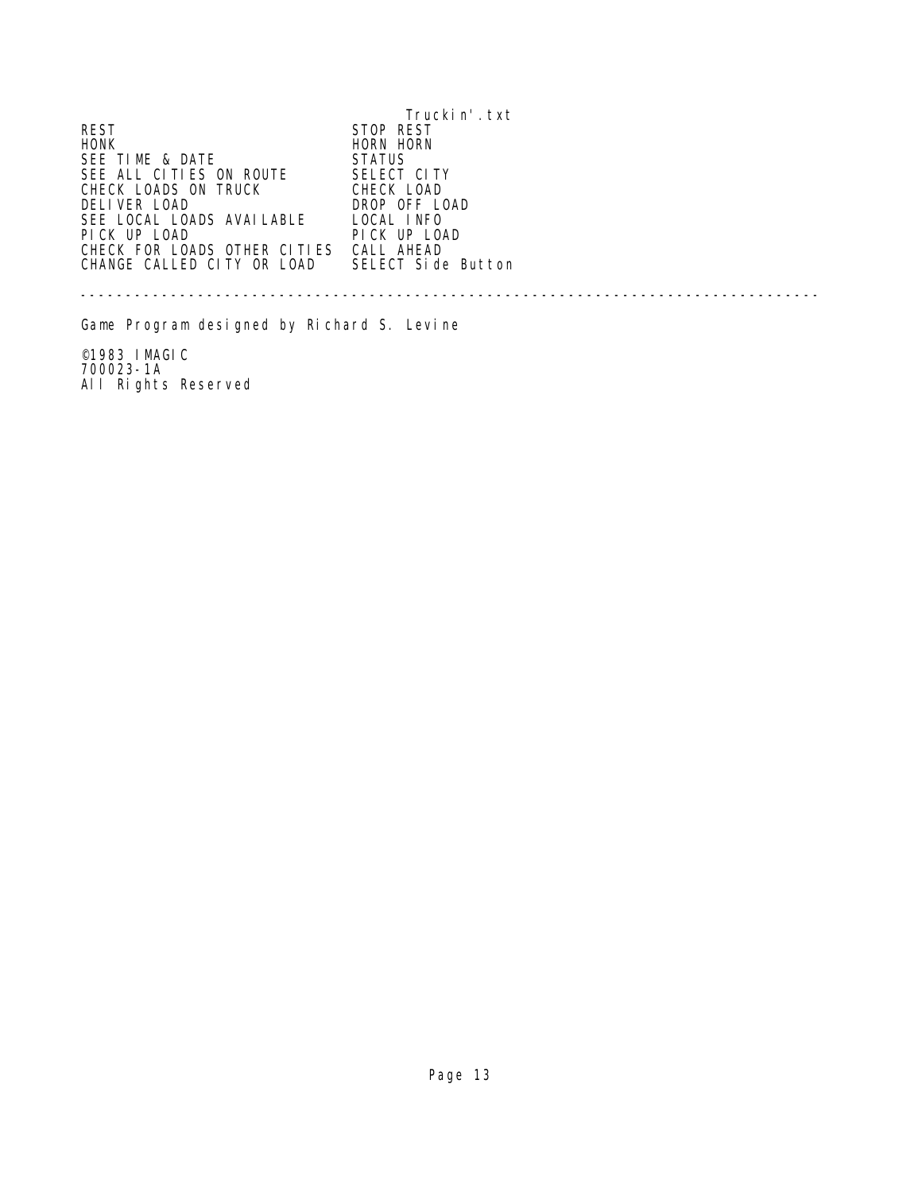| | |
|---|---|
| REST | STOP REST |
| HONK | HORN HORN |
| SEE TIME & DATE | STATUS |
| SEE ALL CITIES ON ROUTE | SELECT CITY |
| CHECK LOADS ON TRUCK | CHECK LOAD |
| DELIVER LOAD | DROP OFF LOAD |
| SEE LOCAL LOADS AVAILABLE | LOCAL INFO |
| PICK UP LOAD | PICK UP LOAD |
| CHECK FOR LOADS OTHER CITIES | CALL AHEAD |
| CHANGE CALLED CITY OR LOAD | SELECT Side Button |

---

Game Program designed by Richard S. Levine

©1983 IMAGIC
700023-1A
All Rights Reserved